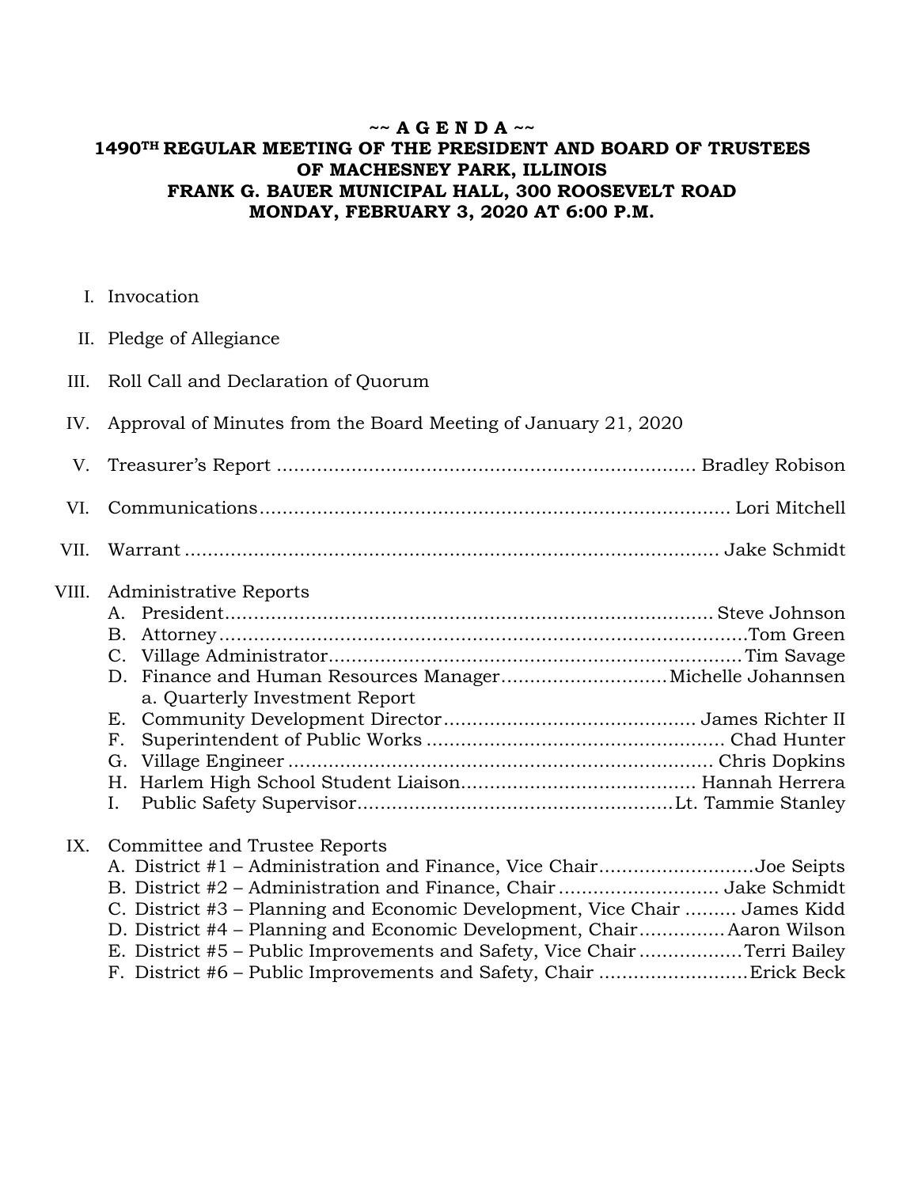**~~ A G E N D A ~~**

**1490TH REGULAR MEETING OF THE PRESIDENT AND BOARD OF TRUSTEES OF MACHESNEY PARK, ILLINOIS**

**FRANK G. BAUER MUNICIPAL HALL, 300 ROOSEVELT ROAD**

**MONDAY, FEBRUARY 3, 2020 AT 6:00 P.M.**

I. Invocation

II. Pledge of Allegiance

III. Roll Call and Declaration of Quorum

IV. Approval of Minutes from the Board Meeting of January 21, 2020

V. Treasurer's Report ........................................................................ Bradley Robison

VI. Communications................................................................................. Lori Mitchell

VII. Warrant ............................................................................................ Jake Schmidt

VIII. Administrative Reports
   - A. President..................................................................................... Steve Johnson
   - B. Attorney...........................................................................................Tom Green
   - C. Village Administrator........................................................................Tim Savage
   - D. Finance and Human Resources Manager............................Michelle Johannsen
     - a. Quarterly Investment Report
   - E. Community Development Director............................................ James Richter II
   - F. Superintendent of Public Works .................................................... Chad Hunter
   - G. Village Engineer ......................................................................... Chris Dopkins
   - H. Harlem High School Student Liaison........................................ Hannah Herrera
   - I. Public Safety Supervisor.......................................................Lt. Tammie Stanley

IX. Committee and Trustee Reports
   - A. District #1 – Administration and Finance, Vice Chair..........................Joe Seipts
   - B. District #2 – Administration and Finance, Chair ........................... Jake Schmidt
   - C. District #3 – Planning and Economic Development, Vice Chair ......... James Kidd
   - D. District #4 – Planning and Economic Development, Chair...............Aaron Wilson
   - E. District #5 – Public Improvements and Safety, Vice Chair ..................Terri Bailey
   - F. District #6 – Public Improvements and Safety, Chair ..........................Erick Beck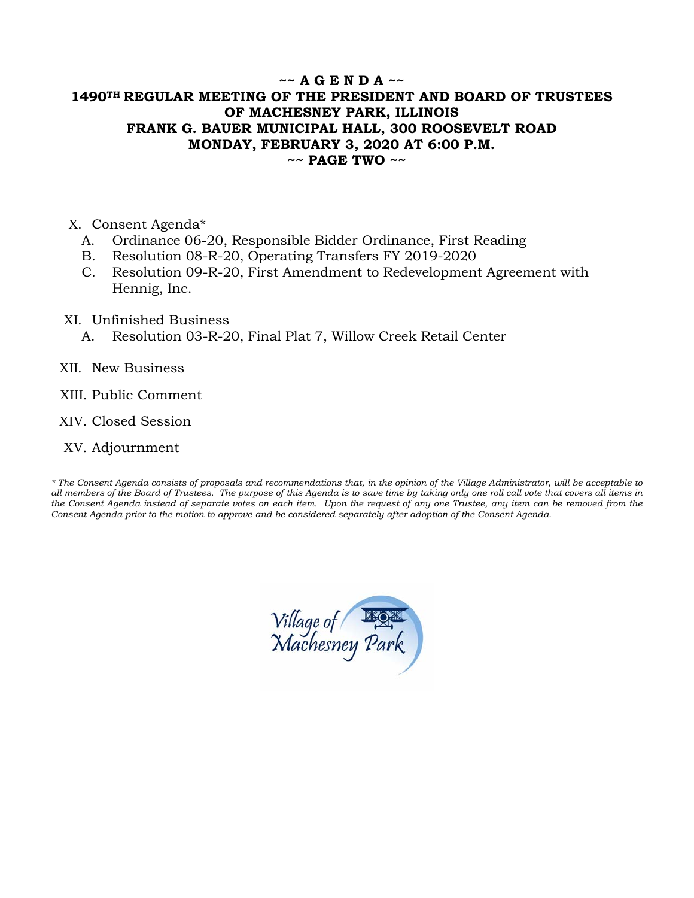**~~ A G E N D A ~~**
**1490TH REGULAR MEETING OF THE PRESIDENT AND BOARD OF TRUSTEES OF MACHESNEY PARK, ILLINOIS**
**FRANK G. BAUER MUNICIPAL HALL, 300 ROOSEVELT ROAD**
**MONDAY, FEBRUARY 3, 2020 AT 6:00 P.M.**
**~~ PAGE TWO ~~**

X. Consent Agenda*
   A. Ordinance 06-20, Responsible Bidder Ordinance, First Reading
   B. Resolution 08-R-20, Operating Transfers FY 2019-2020
   C. Resolution 09-R-20, First Amendment to Redevelopment Agreement with Hennig, Inc.

XI. Unfinished Business
   A. Resolution 03-R-20, Final Plat 7, Willow Creek Retail Center

XII. New Business

XIII. Public Comment

XIV. Closed Session

XV. Adjournment

*\* The Consent Agenda consists of proposals and recommendations that, in the opinion of the Village Administrator, will be acceptable to all members of the Board of Trustees. The purpose of this Agenda is to save time by taking only one roll call vote that covers all items in the Consent Agenda instead of separate votes on each item. Upon the request of any one Trustee, any item can be removed from the Consent Agenda prior to the motion to approve and be considered separately after adoption of the Consent Agenda.*

Village of Machesney Park